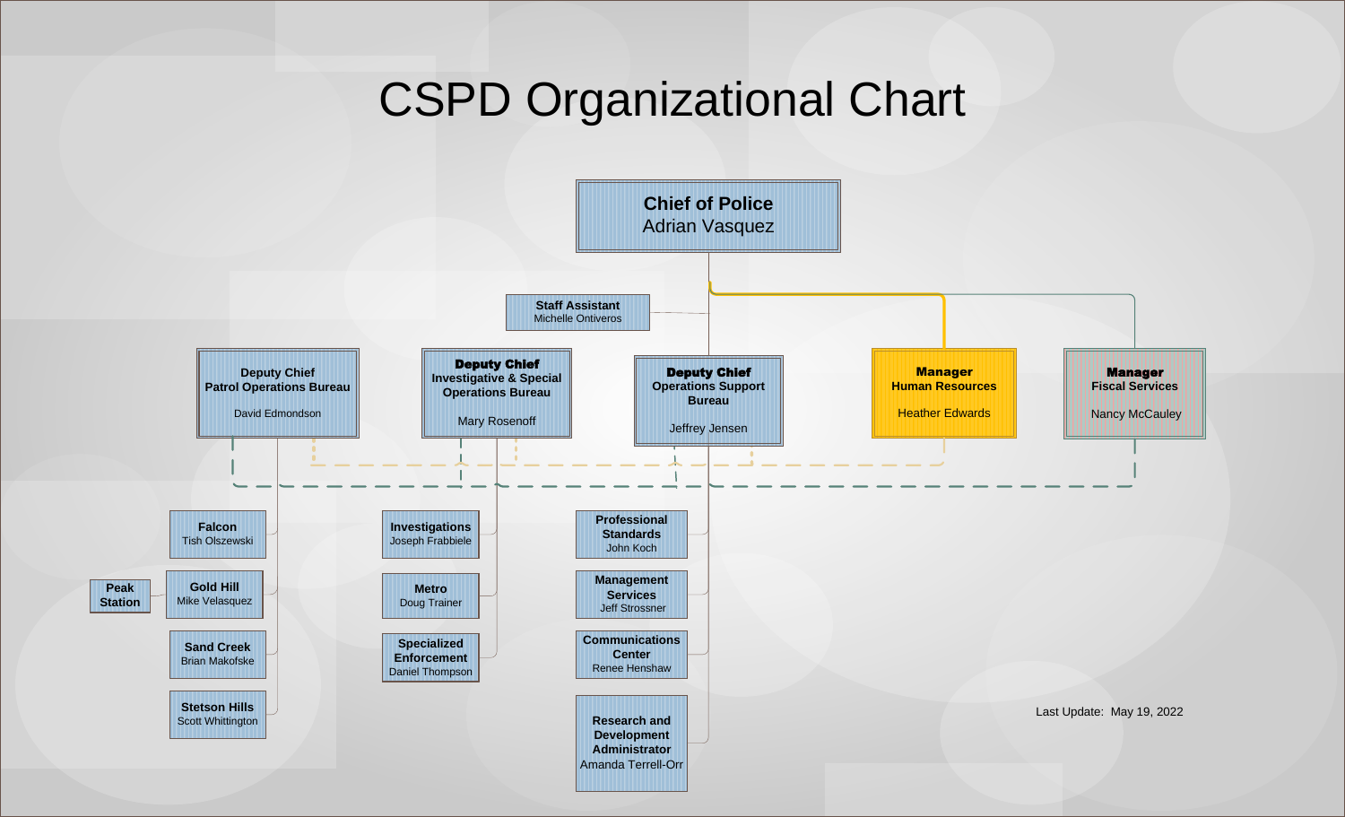# CSPD Organizational Chart

**Chief of Police**
Adrian Vasquez

- **Staff Assistant** – Michelle Ontiveros
- **Deputy Chief, Patrol Operations Bureau** – David Edmondson
  - **Falcon** – Tish Olszewski
  - **Gold Hill** – Mike Velasquez
    - **Peak Station**
  - **Sand Creek** – Brian Makofske
  - **Stetson Hills** – Scott Whittington
- **Deputy Chief, Investigative & Special Operations Bureau** – Mary Rosenoff
  - **Investigations** – Joseph Frabbiele
  - **Metro** – Doug Trainer
  - **Specialized Enforcement** – Daniel Thompson
- **Deputy Chief, Operations Support Bureau** – Jeffrey Jensen
  - **Professional Standards** – John Koch
  - **Management Services** – Jeff Strossner
  - **Communications Center** – Renee Henshaw
  - **Research and Development Administrator** – Amanda Terrell-Orr
- **Manager, Human Resources** – Heather Edwards
- **Manager, Fiscal Services** – Nancy McCauley

Last Update: May 19, 2022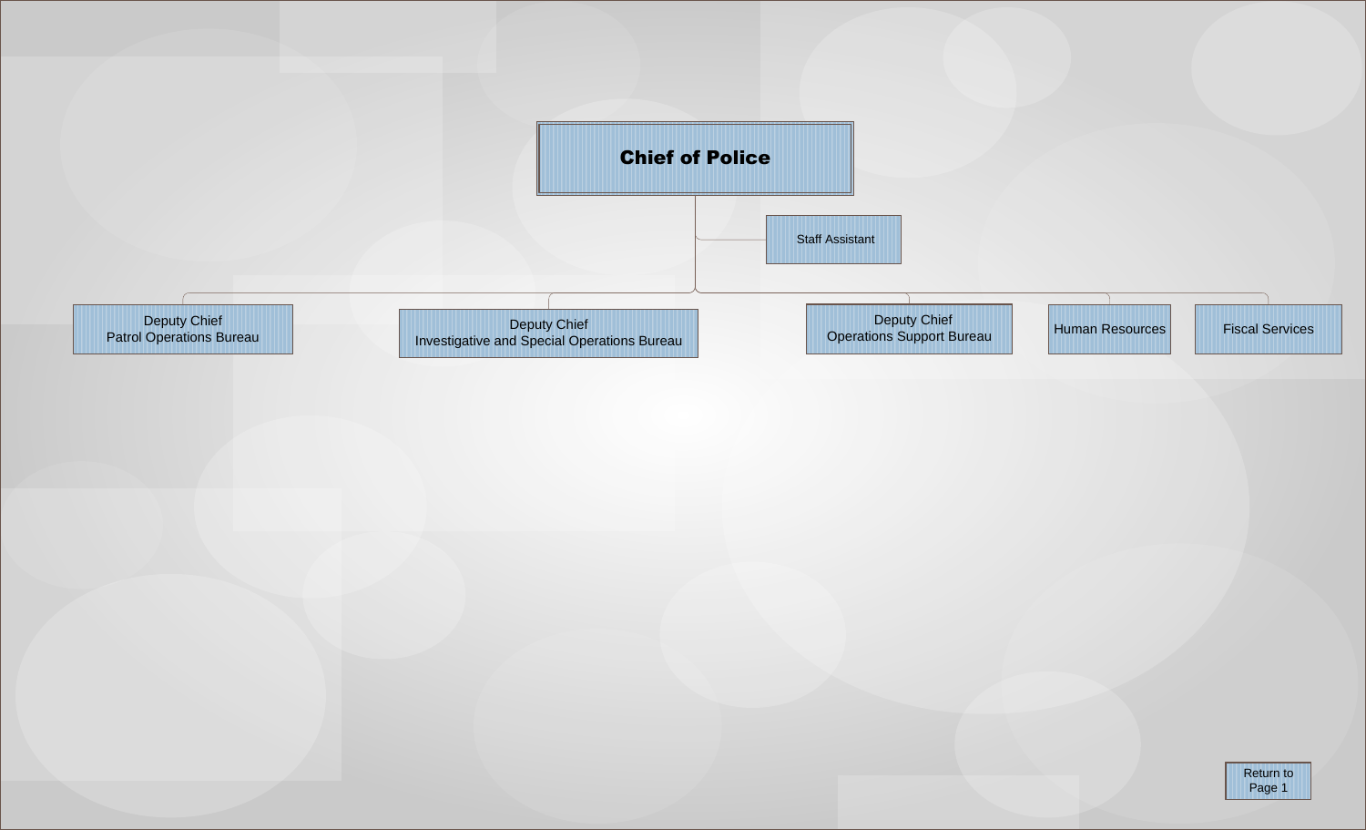# Chief of Police

- Staff Assistant
- Deputy Chief
  Patrol Operations Bureau
- Deputy Chief
  Investigative and Special Operations Bureau
- Deputy Chief
  Operations Support Bureau
- Human Resources
- Fiscal Services

Return to Page 1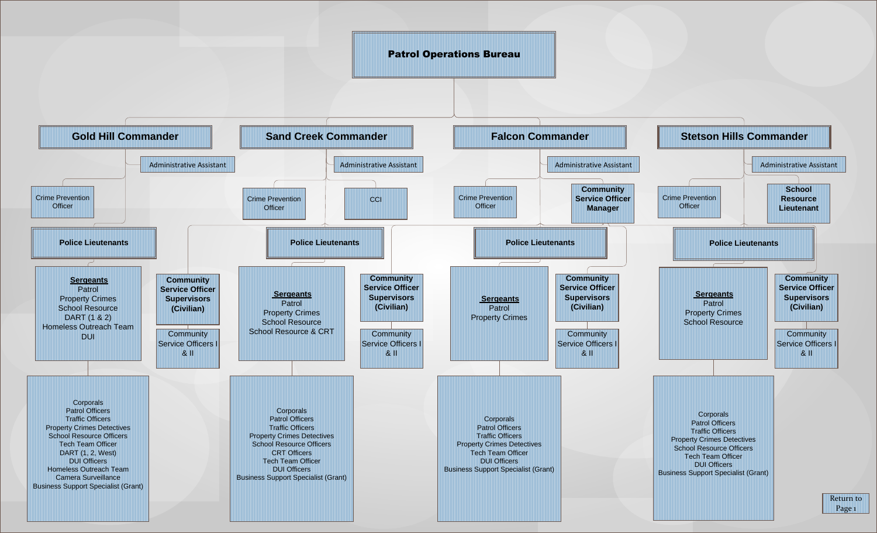# Patrol Operations Bureau

## Gold Hill Commander

- Administrative Assistant
- Crime Prevention Officer
- **Police Lieutenants**
  - **Sergeants**
    - Patrol
    - Property Crimes
    - School Resource
    - DART (1 & 2)
    - Homeless Outreach Team
    - DUI
  - Corporals
  - Patrol Officers
  - Traffic Officers
  - Property Crimes Detectives
  - School Resource Officers
  - Tech Team Officer
  - DART (1, 2, West)
  - DUI Officers
  - Homeless Outreach Team
  - Camera Surveillance
  - Business Support Specialist (Grant)
- **Community Service Officer Supervisors (Civilian)**
  - Community Service Officers I & II

## Sand Creek Commander

- Administrative Assistant
- Crime Prevention Officer
- CCI
- **Police Lieutenants**
  - **Sergeants**
    - Patrol
    - Property Crimes
    - School Resource
    - School Resource & CRT
  - Corporals
  - Patrol Officers
  - Traffic Officers
  - Property Crimes Detectives
  - School Resource Officers
  - CRT Officers
  - Tech Team Officer
  - DUI Officers
  - Business Support Specialist (Grant)
- **Community Service Officer Supervisors (Civilian)**
  - Community Service Officers I & II

## Falcon Commander

- Administrative Assistant
- Crime Prevention Officer
- **Community Service Officer Manager**
- **Police Lieutenants**
  - **Sergeants**
    - Patrol
    - Property Crimes
  - Corporals
  - Patrol Officers
  - Traffic Officers
  - Property Crimes Detectives
  - Tech Team Officer
  - DUI Officers
  - Business Support Specialist (Grant)
- **Community Service Officer Supervisors (Civilian)**
  - Community Service Officers I & II

## Stetson Hills Commander

- Administrative Assistant
- Crime Prevention Officer
- **School Resource Lieutenant**
- **Police Lieutenants**
  - **Sergeants**
    - Patrol
    - Property Crimes
    - School Resource
  - Corporals
  - Patrol Officers
  - Traffic Officers
  - Property Crimes Detectives
  - School Resource Officers
  - Tech Team Officer
  - DUI Officers
  - Business Support Specialist (Grant)
- **Community Service Officer Supervisors (Civilian)**
  - Community Service Officers I & II

Return to Page 1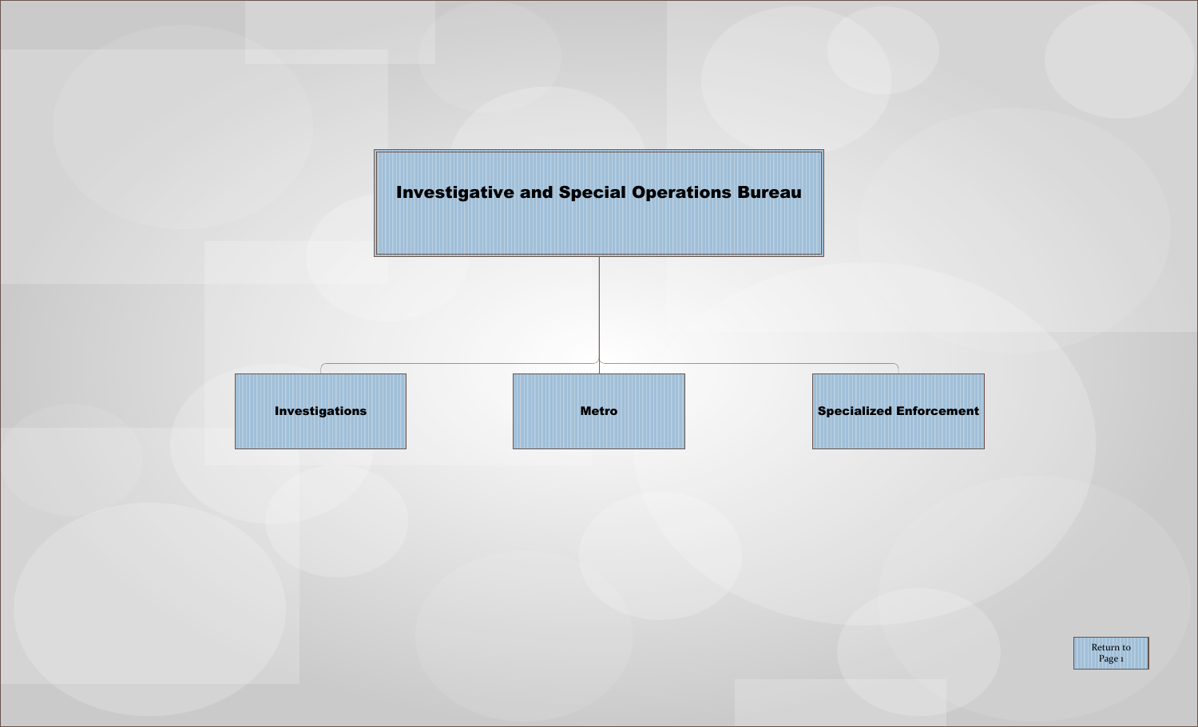# Investigative and Special Operations Bureau

- Investigations
- Metro
- Specialized Enforcement

Return to Page 1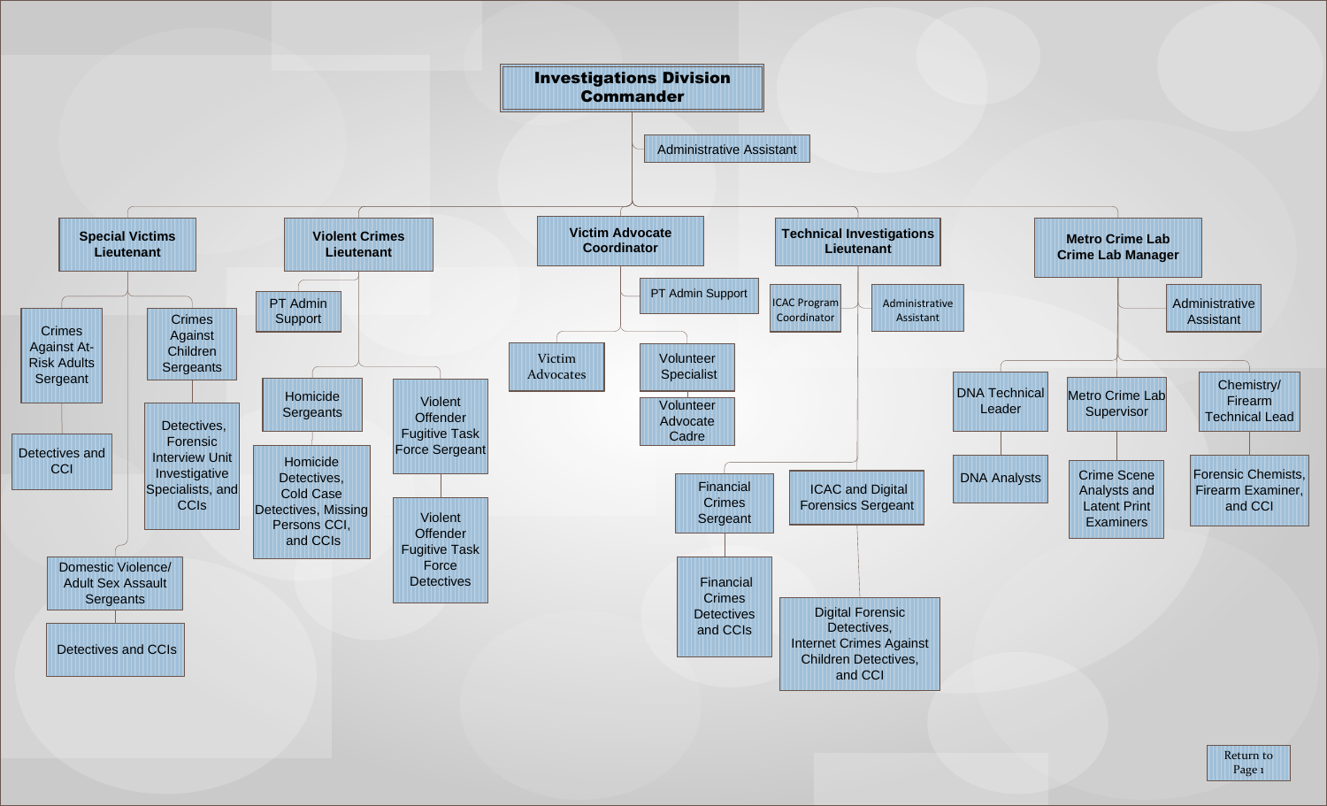# Investigations Division Commander

- Administrative Assistant

## Special Victims Lieutenant

- Crimes Against At-Risk Adults Sergeant
  - Detectives and CCI
- Crimes Against Children Sergeants
  - Detectives, Forensic Interview Unit Investigative Specialists, and CCIs
- Domestic Violence/ Adult Sex Assault Sergeants
  - Detectives and CCIs

## Violent Crimes Lieutenant

- PT Admin Support
- Homicide Sergeants
  - Homicide Detectives, Cold Case Detectives, Missing Persons CCI, and CCIs
- Violent Offender Fugitive Task Force Sergeant
  - Violent Offender Fugitive Task Force Detectives

## Victim Advocate Coordinator

- PT Admin Support
- Victim Advocates
- Volunteer Specialist
  - Volunteer Advocate Cadre

## Technical Investigations Lieutenant

- ICAC Program Coordinator
- Administrative Assistant
- Financial Crimes Sergeant
  - Financial Crimes Detectives and CCIs
- ICAC and Digital Forensics Sergeant
  - Digital Forensic Detectives, Internet Crimes Against Children Detectives, and CCI

## Metro Crime Lab Crime Lab Manager

- Administrative Assistant
- DNA Technical Leader
  - DNA Analysts
- Metro Crime Lab Supervisor
  - Crime Scene Analysts and Latent Print Examiners
- Chemistry/ Firearm Technical Lead
  - Forensic Chemists, Firearm Examiner, and CCI

Return to Page 1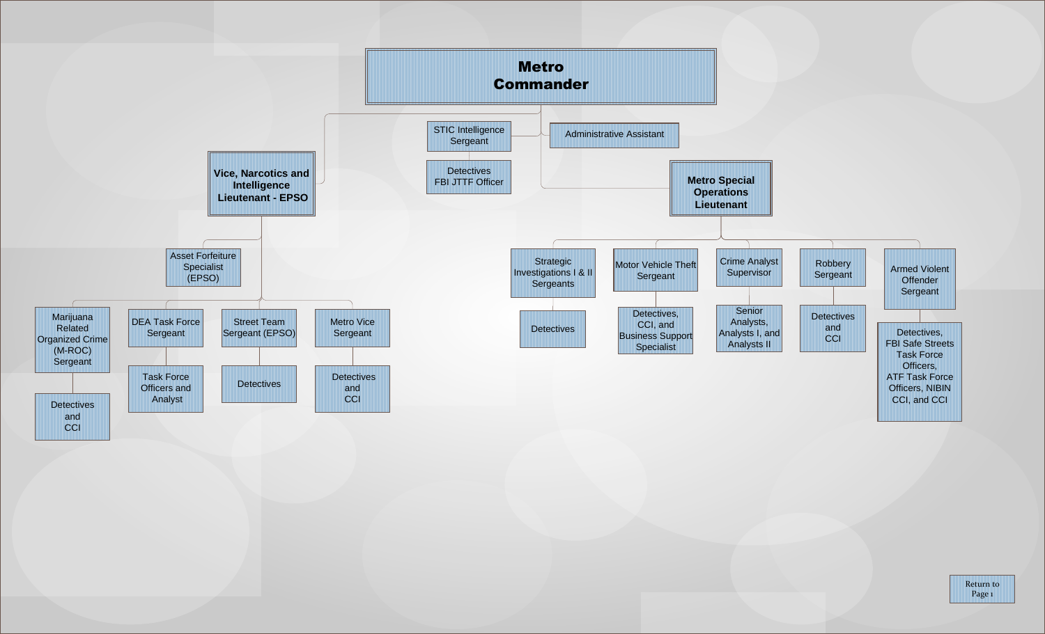# Metro Commander

- Administrative Assistant
- STIC Intelligence Sergeant
  - Detectives FBI JTTF Officer

## Vice, Narcotics and Intelligence Lieutenant - EPSO

- Asset Forfeiture Specialist (EPSO)
- Marijuana Related Organized Crime (M-ROC) Sergeant
  - Detectives and CCI
- DEA Task Force Sergeant
  - Task Force Officers and Analyst
- Street Team Sergeant (EPSO)
  - Detectives
- Metro Vice Sergeant
  - Detectives and CCI

## Metro Special Operations Lieutenant

- Strategic Investigations I & II Sergeants
  - Detectives
- Motor Vehicle Theft Sergeant
  - Detectives, CCI, and Business Support Specialist
- Crime Analyst Supervisor
  - Senior Analysts, Analysts I, and Analysts II
- Robbery Sergeant
  - Detectives and CCI
- Armed Violent Offender Sergeant
  - Detectives, FBI Safe Streets Task Force Officers, ATF Task Force Officers, NIBIN CCI, and CCI

Return to Page 1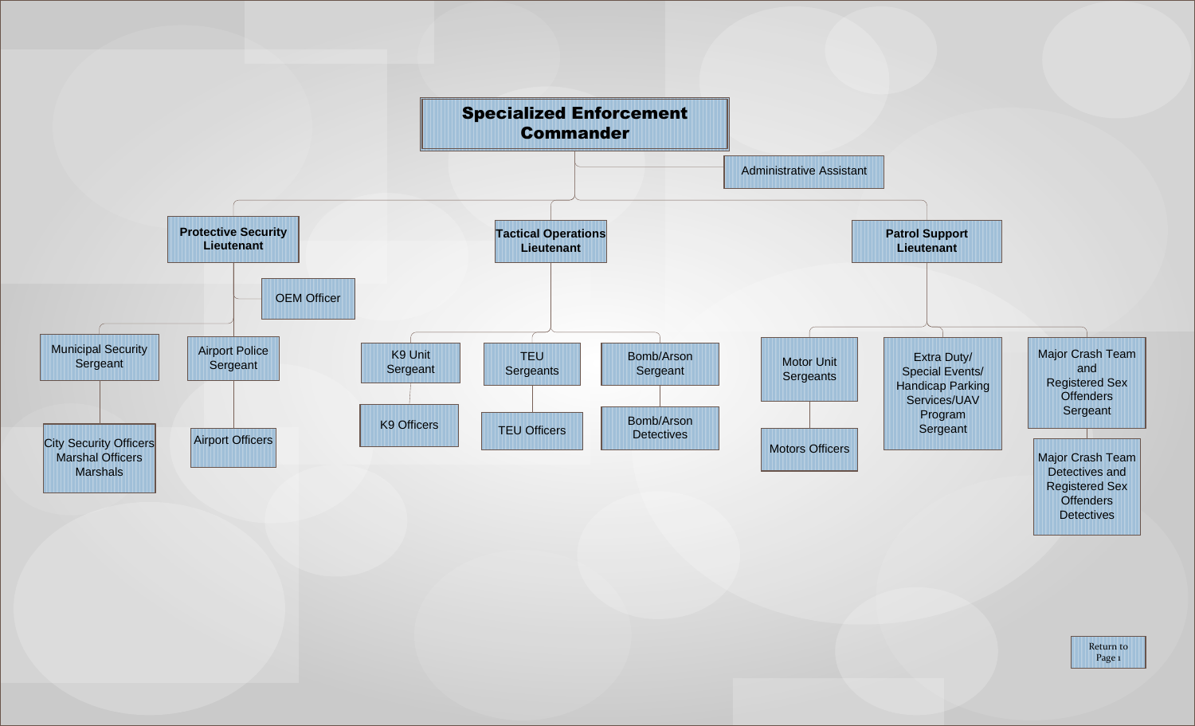# Specialized Enforcement Commander

- Administrative Assistant
- **Protective Security Lieutenant**
  - OEM Officer
  - Municipal Security Sergeant
    - City Security Officers Marshal Officers Marshals
  - Airport Police Sergeant
    - Airport Officers
- **Tactical Operations Lieutenant**
  - K9 Unit Sergeant
    - K9 Officers
  - TEU Sergeants
    - TEU Officers
  - Bomb/Arson Sergeant
    - Bomb/Arson Detectives
- **Patrol Support Lieutenant**
  - Motor Unit Sergeants
    - Motors Officers
  - Extra Duty/ Special Events/ Handicap Parking Services/UAV Program Sergeant
  - Major Crash Team and Registered Sex Offenders Sergeant
    - Major Crash Team Detectives and Registered Sex Offenders Detectives

Return to Page 1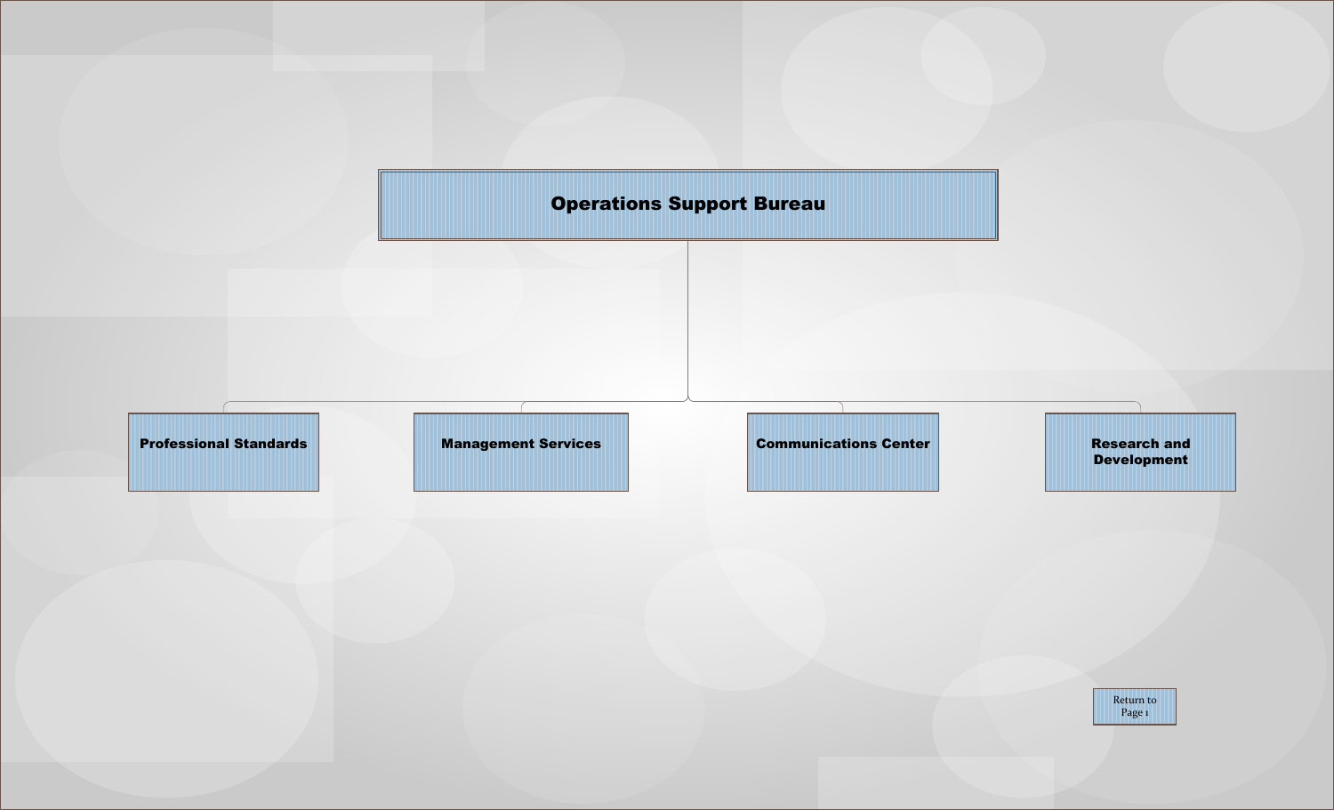# Operations Support Bureau

- Professional Standards
- Management Services
- Communications Center
- Research and Development

Return to Page 1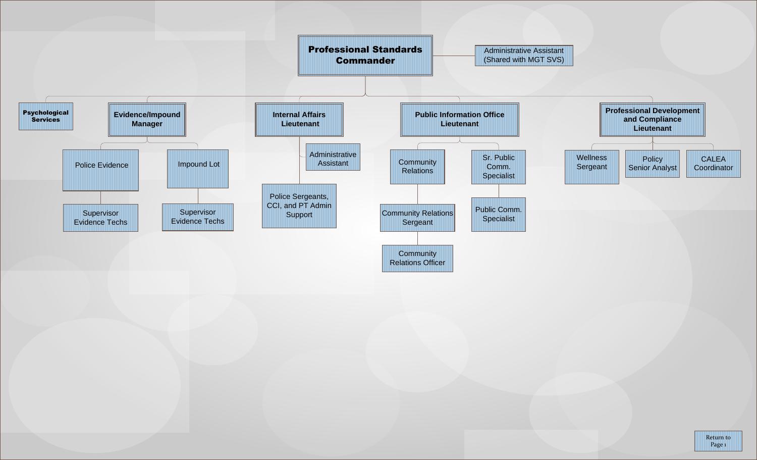# Professional Standards Commander

- Administrative Assistant (Shared with MGT SVS)

## Psychological Services

## Evidence/Impound Manager

- Police Evidence
  - Supervisor Evidence Techs
- Impound Lot
  - Supervisor Evidence Techs

## Internal Affairs Lieutenant

- Administrative Assistant
- Police Sergeants, CCI, and PT Admin Support

## Public Information Office Lieutenant

- Community Relations
  - Community Relations Sergeant
    - Community Relations Officer
- Sr. Public Comm. Specialist
  - Public Comm. Specialist

## Professional Development and Compliance Lieutenant

- Wellness Sergeant
- Policy Senior Analyst
- CALEA Coordinator

Return to Page 1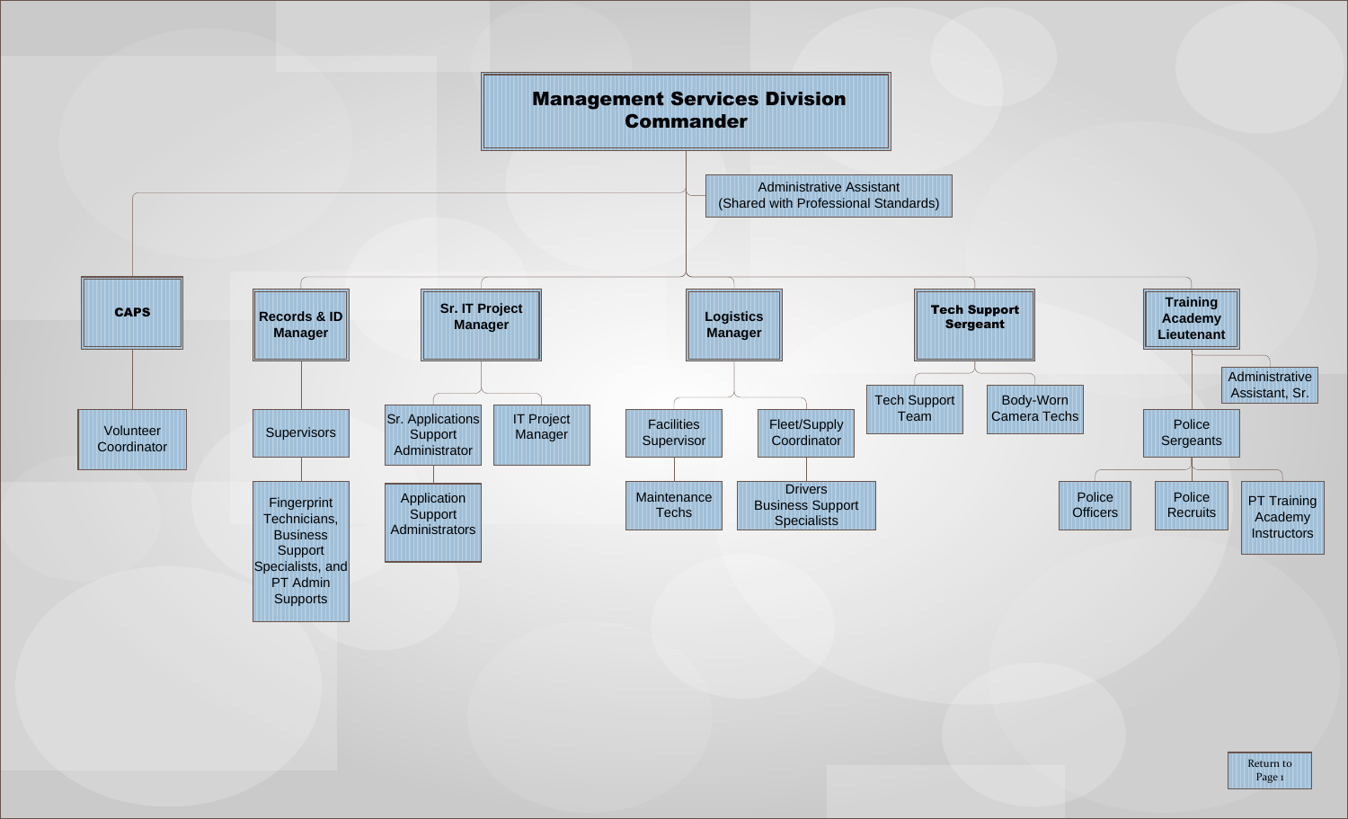# Management Services Division Commander

- Administrative Assistant (Shared with Professional Standards)
- **CAPS**
  - Volunteer Coordinator
- **Records & ID Manager**
  - Supervisors
    - Fingerprint Technicians, Business Support Specialists, and PT Admin Supports
- **Sr. IT Project Manager**
  - Sr. Applications Support Administrator
    - Application Support Administrators
  - IT Project Manager
- **Logistics Manager**
  - Facilities Supervisor
    - Maintenance Techs
  - Fleet/Supply Coordinator
    - Drivers Business Support Specialists
- **Tech Support Sergeant**
  - Tech Support Team
  - Body-Worn Camera Techs
- **Training Academy Lieutenant**
  - Administrative Assistant, Sr.
  - Police Sergeants
    - Police Officers
    - Police Recruits
    - PT Training Academy Instructors

Return to Page 1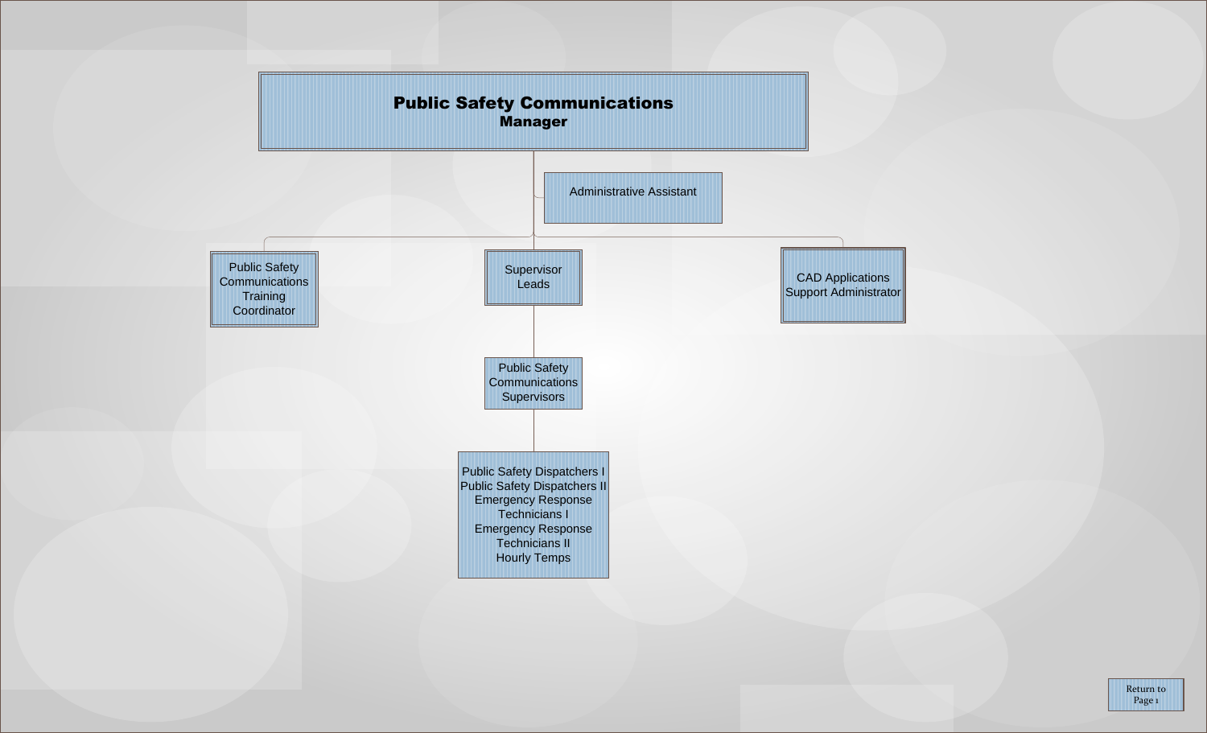# Public Safety Communications Manager

- Administrative Assistant
- Public Safety Communications Training Coordinator
- Supervisor Leads
  - Public Safety Communications Supervisors
    - Public Safety Dispatchers I
    - Public Safety Dispatchers II
    - Emergency Response Technicians I
    - Emergency Response Technicians II
    - Hourly Temps
- CAD Applications Support Administrator

Return to Page 1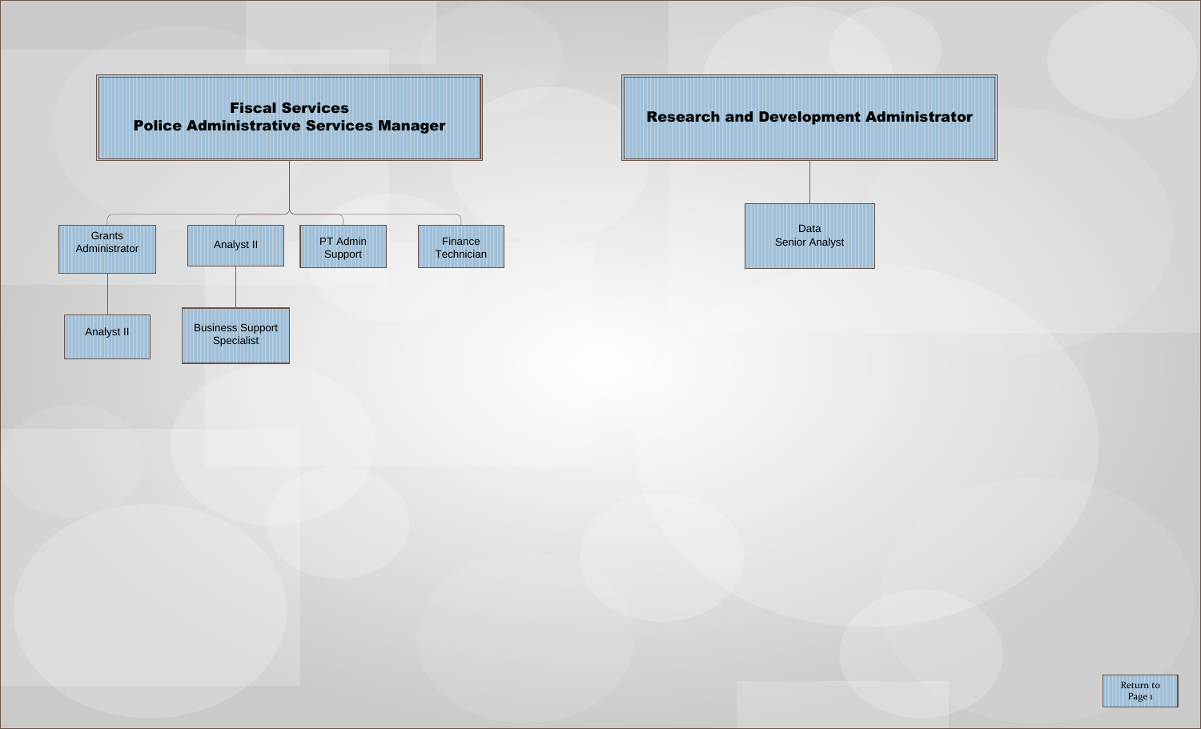## Fiscal Services
## Police Administrative Services Manager

- Grants Administrator
  - Analyst II
- Analyst II
  - Business Support Specialist
- PT Admin Support
- Finance Technician

## Research and Development Administrator

- Data Senior Analyst

Return to Page 1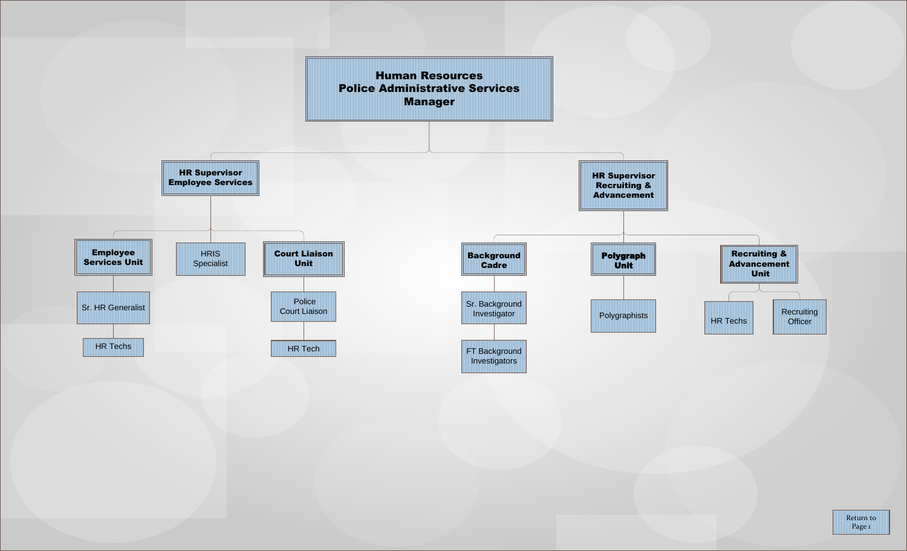**Human Resources**
**Police Administrative Services**
**Manager**

**HR Supervisor**
**Employee Services**

**Employee Services Unit**

Sr. HR Generalist

HR Techs

HRIS Specialist

**Court Liaison Unit**

Police Court Liaison

HR Tech

**HR Supervisor**
**Recruiting & Advancement**

**Background Cadre**

Sr. Background Investigator

FT Background Investigators

**Polygraph Unit**

Polygraphists

**Recruiting & Advancement Unit**

HR Techs

Recruiting Officer

Return to Page 1